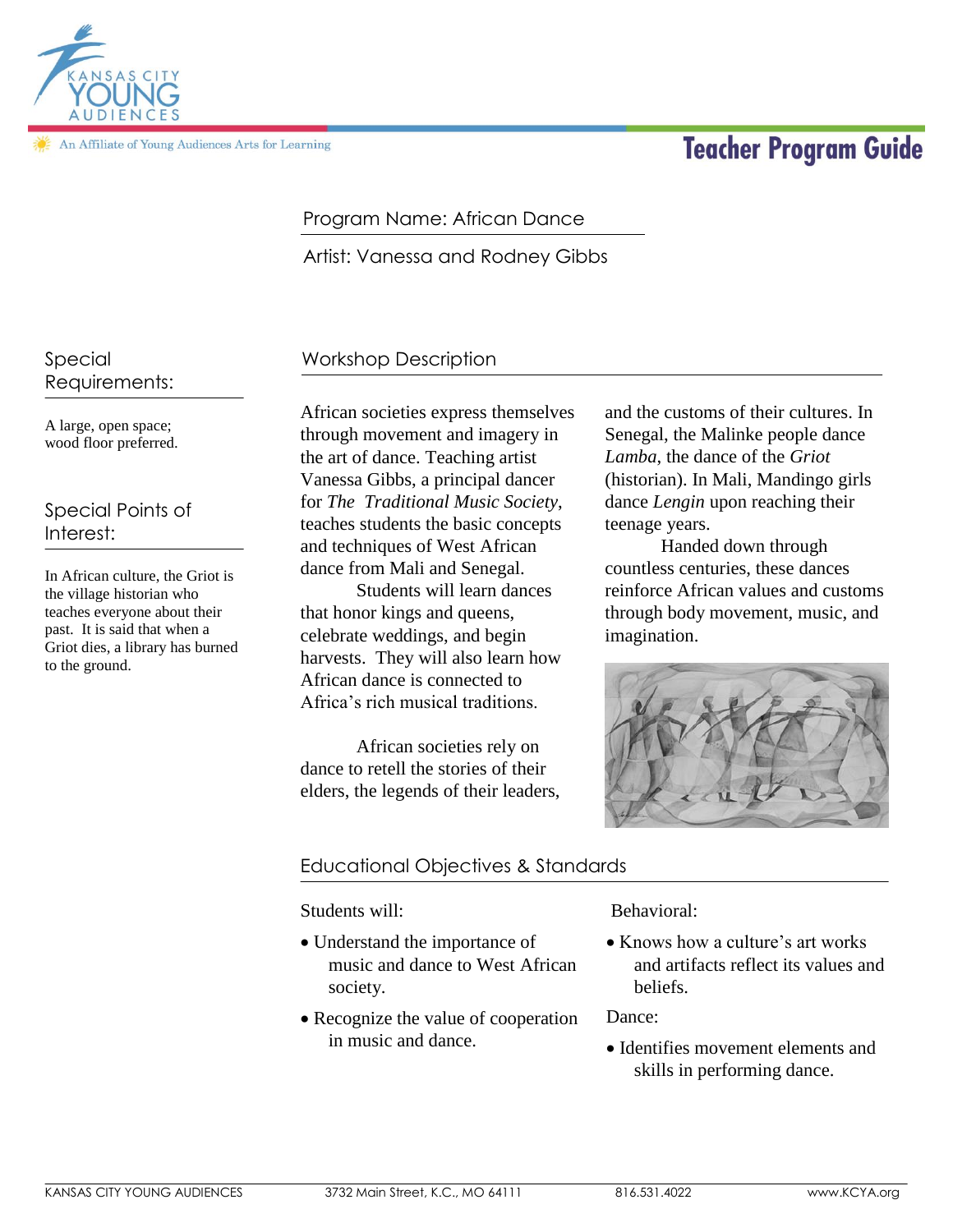# Teacher Program Guide

Kansas City Young Audiences

An Affiliate of Young Audiences Arts for Learning

Program Name: African Dance

Artist: Vanessa and Rodney Gibbs

## Special Requirements:

A large, open space; wood floor preferred.

## Special Points of Interest:

In African culture, the Griot is the village historian who teaches everyone about their past. It is said that when a Griot dies, a library has burned to the ground.

## Workshop Description

African societies express themselves through movement and imagery in the art of dance. Teaching artist Vanessa Gibbs, a principal dancer for *The Traditional Music Society*, teaches students the basic concepts and techniques of West African dance from Mali and Senegal.

Students will learn dances that honor kings and queens, celebrate weddings, and begin harvests. They will also learn how African dance is connected to Africa's rich musical traditions.

African societies rely on dance to retell the stories of their elders, the legends of their leaders, and the customs of their cultures. In Senegal, the Malinke people dance *Lamba*, the dance of the *Griot* (historian). In Mali, Mandingo girls dance *Lengin* upon reaching their teenage years.

Handed down through countless centuries, these dances reinforce African values and customs through body movement, music, and imagination.

## Educational Objectives & Standards

Students will:

- Understand the importance of music and dance to West African society.
- Recognize the value of cooperation in music and dance.

Behavioral:

- Knows how a culture's art works and artifacts reflect its values and beliefs.

Dance:

- Identifies movement elements and skills in performing dance.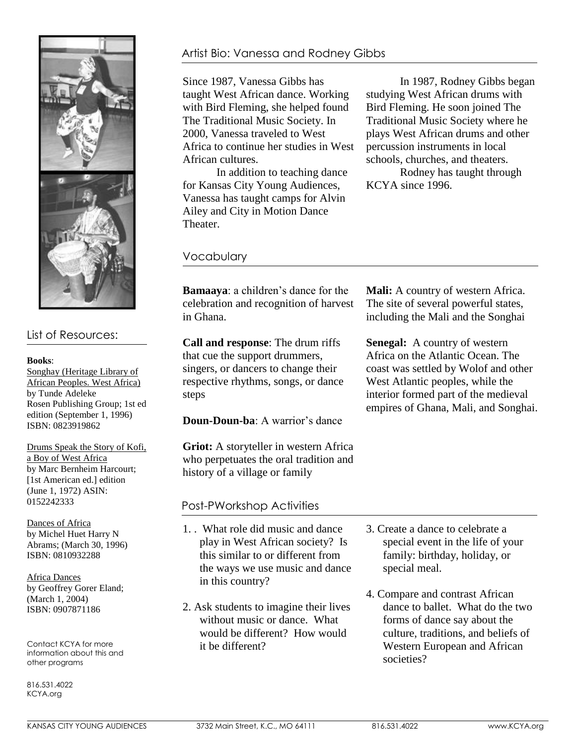## Artist Bio: Vanessa and Rodney Gibbs

Since 1987, Vanessa Gibbs has taught West African dance. Working with Bird Fleming, she helped found The Traditional Music Society. In 2000, Vanessa traveled to West Africa to continue her studies in West African cultures.

In addition to teaching dance for Kansas City Young Audiences, Vanessa has taught camps for Alvin Ailey and City in Motion Dance Theater.

In 1987, Rodney Gibbs began studying West African drums with Bird Fleming. He soon joined The Traditional Music Society where he plays West African drums and other percussion instruments in local schools, churches, and theaters.

Rodney has taught through KCYA since 1996.

## Vocabulary

**Bamaaya**: a children's dance for the celebration and recognition of harvest in Ghana.

**Call and response**: The drum riffs that cue the support drummers, singers, or dancers to change their respective rhythms, songs, or dance steps

**Doun-Doun-ba**: A warrior's dance

**Griot:** A storyteller in western Africa who perpetuates the oral tradition and history of a village or family

**Mali:** A country of western Africa. The site of several powerful states, including the Mali and the Songhai

**Senegal:** A country of western Africa on the Atlantic Ocean. The coast was settled by Wolof and other West Atlantic peoples, while the interior formed part of the medieval empires of Ghana, Mali, and Songhai.

## Post-PWorkshop Activities

1. . What role did music and dance play in West African society? Is this similar to or different from the ways we use music and dance in this country?
2. Ask students to imagine their lives without music or dance. What would be different? How would it be different?
3. Create a dance to celebrate a special event in the life of your family: birthday, holiday, or special meal.
4. Compare and contrast African dance to ballet. What do the two forms of dance say about the culture, traditions, and beliefs of Western European and African societies?

## List of Resources:

**Books**:

Songhay (Heritage Library of African Peoples. West Africa)
by Tunde Adeleke
Rosen Publishing Group; 1st ed edition (September 1, 1996)
ISBN: 0823919862

Drums Speak the Story of Kofi, a Boy of West Africa
by Marc Bernheim Harcourt; [1st American ed.] edition (June 1, 1972) ASIN: 0152242333

Dances of Africa
by Michel Huet Harry N Abrams; (March 30, 1996)
ISBN: 0810932288

Africa Dances
by Geoffrey Gorer Eland; (March 1, 2004)
ISBN: 0907871186

Contact KCYA for more information about this and other programs

816.531.4022
KCYA.org